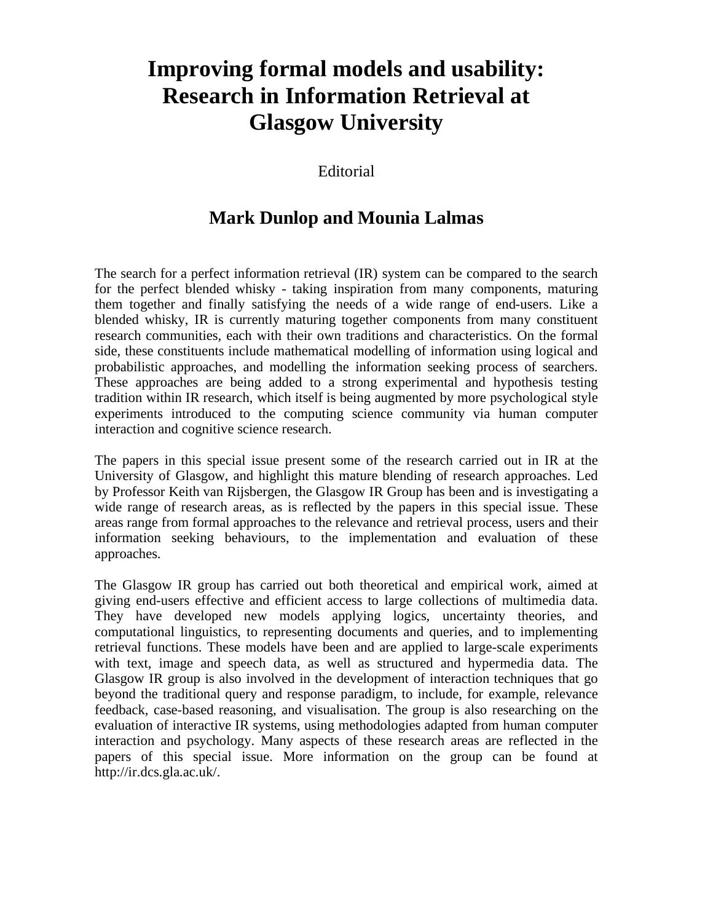# Improving formal models and usability: Research in Information Retrieval at Glasgow University

Editorial

## Mark Dunlop and Mounia Lalmas

The search for a perfect information retrieval (IR) system can be compared to the search for the perfect blended whisky - taking inspiration from many components, maturing them together and finally satisfying the needs of a wide range of end-users. Like a blended whisky, IR is currently maturing together components from many constituent research communities, each with their own traditions and characteristics. On the formal side, these constituents include mathematical modelling of information using logical and probabilistic approaches, and modelling the information seeking process of searchers. These approaches are being added to a strong experimental and hypothesis testing tradition within IR research, which itself is being augmented by more psychological style experiments introduced to the computing science community via human computer interaction and cognitive science research.

The papers in this special issue present some of the research carried out in IR at the University of Glasgow, and highlight this mature blending of research approaches. Led by Professor Keith van Rijsbergen, the Glasgow IR Group has been and is investigating a wide range of research areas, as is reflected by the papers in this special issue. These areas range from formal approaches to the relevance and retrieval process, users and their information seeking behaviours, to the implementation and evaluation of these approaches.

The Glasgow IR group has carried out both theoretical and empirical work, aimed at giving end-users effective and efficient access to large collections of multimedia data. They have developed new models applying logics, uncertainty theories, and computational linguistics, to representing documents and queries, and to implementing retrieval functions. These models have been and are applied to large-scale experiments with text, image and speech data, as well as structured and hypermedia data. The Glasgow IR group is also involved in the development of interaction techniques that go beyond the traditional query and response paradigm, to include, for example, relevance feedback, case-based reasoning, and visualisation. The group is also researching on the evaluation of interactive IR systems, using methodologies adapted from human computer interaction and psychology. Many aspects of these research areas are reflected in the papers of this special issue. More information on the group can be found at http://ir.dcs.gla.ac.uk/.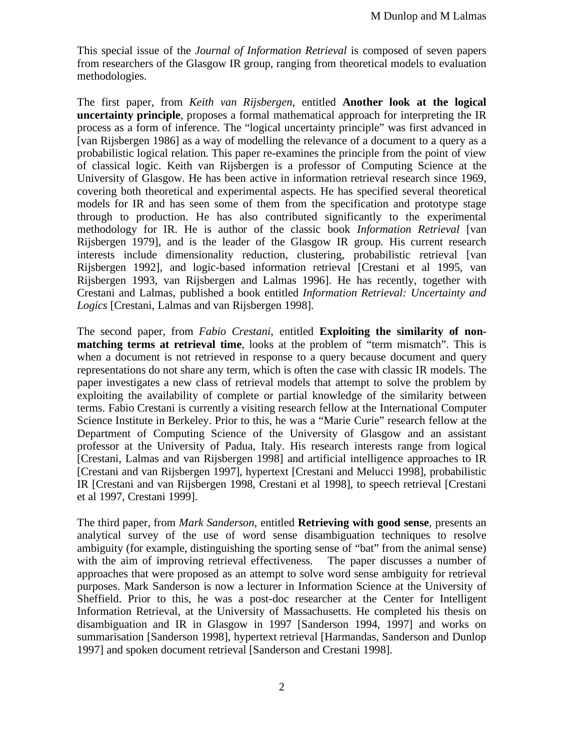This special issue of the *Journal of Information Retrieval* is composed of seven papers from researchers of the Glasgow IR group, ranging from theoretical models to evaluation methodologies.

The first paper, from *Keith van Rijsbergen*, entitled **Another look at the logical uncertainty principle**, proposes a formal mathematical approach for interpreting the IR process as a form of inference. The "logical uncertainty principle" was first advanced in [van Rijsbergen 1986] as a way of modelling the relevance of a document to a query as a probabilistic logical relation. This paper re-examines the principle from the point of view of classical logic. Keith van Rijsbergen is a professor of Computing Science at the University of Glasgow. He has been active in information retrieval research since 1969, covering both theoretical and experimental aspects. He has specified several theoretical models for IR and has seen some of them from the specification and prototype stage through to production. He has also contributed significantly to the experimental methodology for IR. He is author of the classic book *Information Retrieval* [van Rijsbergen 1979], and is the leader of the Glasgow IR group. His current research interests include dimensionality reduction, clustering, probabilistic retrieval [van Rijsbergen 1992], and logic-based information retrieval [Crestani et al 1995, van Rijsbergen 1993, van Rijsbergen and Lalmas 1996]. He has recently, together with Crestani and Lalmas, published a book entitled *Information Retrieval: Uncertainty and Logics* [Crestani, Lalmas and van Rijsbergen 1998].

The second paper, from *Fabio Crestani*, entitled **Exploiting the similarity of non-matching terms at retrieval time**, looks at the problem of "term mismatch". This is when a document is not retrieved in response to a query because document and query representations do not share any term, which is often the case with classic IR models. The paper investigates a new class of retrieval models that attempt to solve the problem by exploiting the availability of complete or partial knowledge of the similarity between terms. Fabio Crestani is currently a visiting research fellow at the International Computer Science Institute in Berkeley. Prior to this, he was a "Marie Curie" research fellow at the Department of Computing Science of the University of Glasgow and an assistant professor at the University of Padua, Italy. His research interests range from logical [Crestani, Lalmas and van Rijsbergen 1998] and artificial intelligence approaches to IR [Crestani and van Rijsbergen 1997], hypertext [Crestani and Melucci 1998], probabilistic IR [Crestani and van Rijsbergen 1998, Crestani et al 1998], to speech retrieval [Crestani et al 1997, Crestani 1999].

The third paper, from *Mark Sanderson*, entitled **Retrieving with good sense**, presents an analytical survey of the use of word sense disambiguation techniques to resolve ambiguity (for example, distinguishing the sporting sense of "bat" from the animal sense) with the aim of improving retrieval effectiveness. The paper discusses a number of approaches that were proposed as an attempt to solve word sense ambiguity for retrieval purposes. Mark Sanderson is now a lecturer in Information Science at the University of Sheffield. Prior to this, he was a post-doc researcher at the Center for Intelligent Information Retrieval, at the University of Massachusetts. He completed his thesis on disambiguation and IR in Glasgow in 1997 [Sanderson 1994, 1997] and works on summarisation [Sanderson 1998], hypertext retrieval [Harmandas, Sanderson and Dunlop 1997] and spoken document retrieval [Sanderson and Crestani 1998].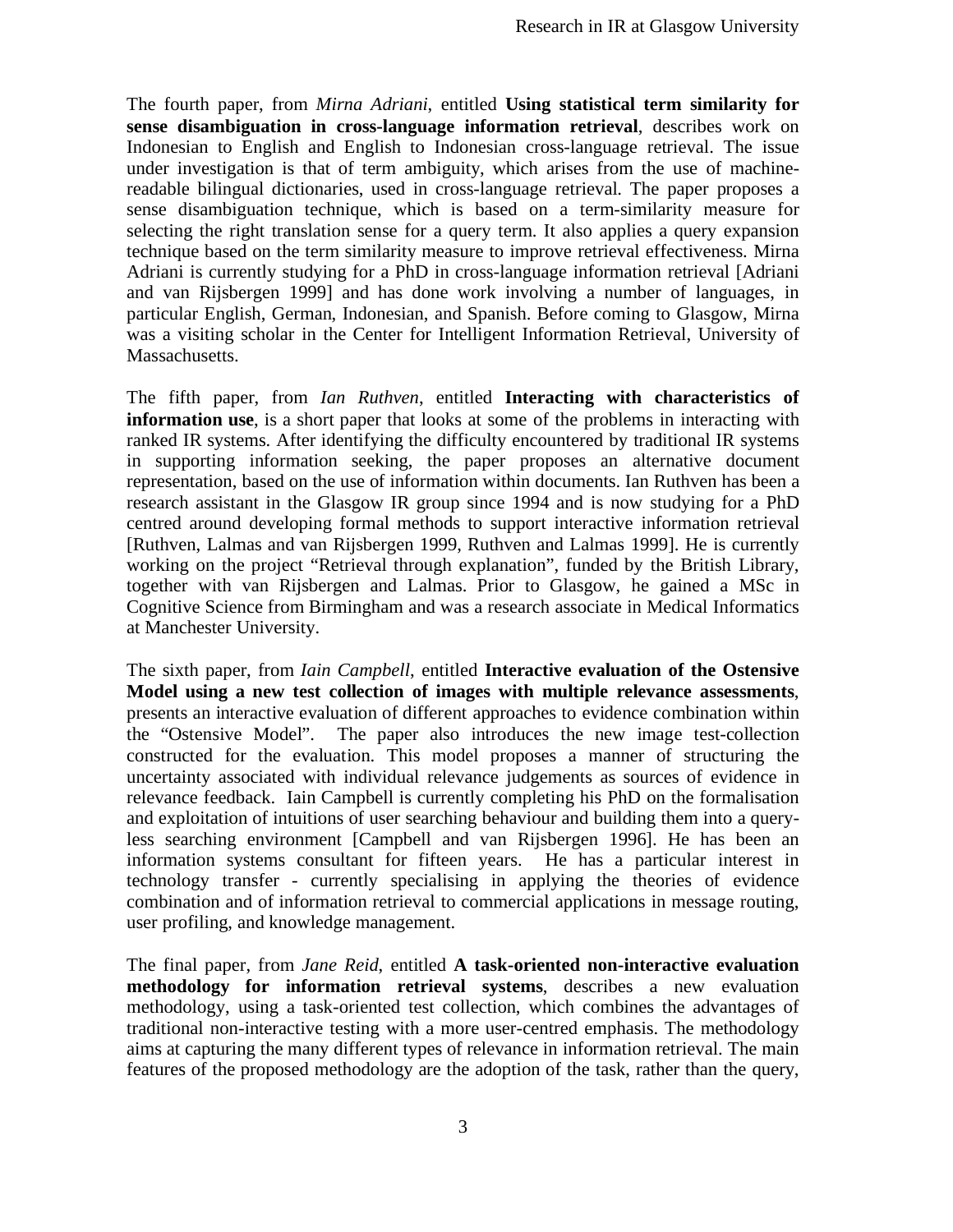The fourth paper, from *Mirna Adriani*, entitled **Using statistical term similarity for sense disambiguation in cross-language information retrieval**, describes work on Indonesian to English and English to Indonesian cross-language retrieval. The issue under investigation is that of term ambiguity, which arises from the use of machine-readable bilingual dictionaries, used in cross-language retrieval. The paper proposes a sense disambiguation technique, which is based on a term-similarity measure for selecting the right translation sense for a query term. It also applies a query expansion technique based on the term similarity measure to improve retrieval effectiveness. Mirna Adriani is currently studying for a PhD in cross-language information retrieval [Adriani and van Rijsbergen 1999] and has done work involving a number of languages, in particular English, German, Indonesian, and Spanish. Before coming to Glasgow, Mirna was a visiting scholar in the Center for Intelligent Information Retrieval, University of Massachusetts.

The fifth paper, from *Ian Ruthven*, entitled **Interacting with characteristics of information use**, is a short paper that looks at some of the problems in interacting with ranked IR systems. After identifying the difficulty encountered by traditional IR systems in supporting information seeking, the paper proposes an alternative document representation, based on the use of information within documents. Ian Ruthven has been a research assistant in the Glasgow IR group since 1994 and is now studying for a PhD centred around developing formal methods to support interactive information retrieval [Ruthven, Lalmas and van Rijsbergen 1999, Ruthven and Lalmas 1999]. He is currently working on the project "Retrieval through explanation", funded by the British Library, together with van Rijsbergen and Lalmas. Prior to Glasgow, he gained a MSc in Cognitive Science from Birmingham and was a research associate in Medical Informatics at Manchester University.

The sixth paper, from *Iain Campbell*, entitled **Interactive evaluation of the Ostensive Model using a new test collection of images with multiple relevance assessments**, presents an interactive evaluation of different approaches to evidence combination within the "Ostensive Model". The paper also introduces the new image test-collection constructed for the evaluation. This model proposes a manner of structuring the uncertainty associated with individual relevance judgements as sources of evidence in relevance feedback. Iain Campbell is currently completing his PhD on the formalisation and exploitation of intuitions of user searching behaviour and building them into a query-less searching environment [Campbell and van Rijsbergen 1996]. He has been an information systems consultant for fifteen years. He has a particular interest in technology transfer - currently specialising in applying the theories of evidence combination and of information retrieval to commercial applications in message routing, user profiling, and knowledge management.

The final paper, from *Jane Reid*, entitled **A task-oriented non-interactive evaluation methodology for information retrieval systems**, describes a new evaluation methodology, using a task-oriented test collection, which combines the advantages of traditional non-interactive testing with a more user-centred emphasis. The methodology aims at capturing the many different types of relevance in information retrieval. The main features of the proposed methodology are the adoption of the task, rather than the query,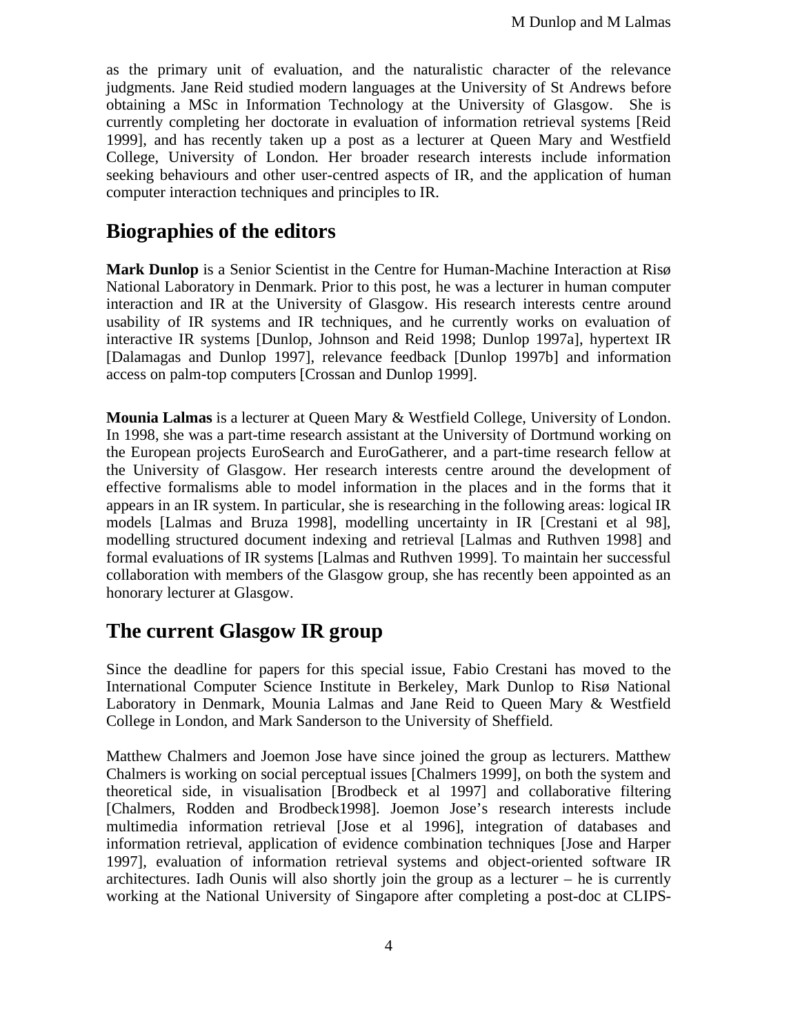as the primary unit of evaluation, and the naturalistic character of the relevance judgments. Jane Reid studied modern languages at the University of St Andrews before obtaining a MSc in Information Technology at the University of Glasgow. She is currently completing her doctorate in evaluation of information retrieval systems [Reid 1999], and has recently taken up a post as a lecturer at Queen Mary and Westfield College, University of London. Her broader research interests include information seeking behaviours and other user-centred aspects of IR, and the application of human computer interaction techniques and principles to IR.

## Biographies of the editors

**Mark Dunlop** is a Senior Scientist in the Centre for Human-Machine Interaction at Risø National Laboratory in Denmark. Prior to this post, he was a lecturer in human computer interaction and IR at the University of Glasgow. His research interests centre around usability of IR systems and IR techniques, and he currently works on evaluation of interactive IR systems [Dunlop, Johnson and Reid 1998; Dunlop 1997a], hypertext IR [Dalamagas and Dunlop 1997], relevance feedback [Dunlop 1997b] and information access on palm-top computers [Crossan and Dunlop 1999].

**Mounia Lalmas** is a lecturer at Queen Mary & Westfield College, University of London. In 1998, she was a part-time research assistant at the University of Dortmund working on the European projects EuroSearch and EuroGatherer, and a part-time research fellow at the University of Glasgow. Her research interests centre around the development of effective formalisms able to model information in the places and in the forms that it appears in an IR system. In particular, she is researching in the following areas: logical IR models [Lalmas and Bruza 1998], modelling uncertainty in IR [Crestani et al 98], modelling structured document indexing and retrieval [Lalmas and Ruthven 1998] and formal evaluations of IR systems [Lalmas and Ruthven 1999]. To maintain her successful collaboration with members of the Glasgow group, she has recently been appointed as an honorary lecturer at Glasgow.

## The current Glasgow IR group

Since the deadline for papers for this special issue, Fabio Crestani has moved to the International Computer Science Institute in Berkeley, Mark Dunlop to Risø National Laboratory in Denmark, Mounia Lalmas and Jane Reid to Queen Mary & Westfield College in London, and Mark Sanderson to the University of Sheffield.

Matthew Chalmers and Joemon Jose have since joined the group as lecturers. Matthew Chalmers is working on social perceptual issues [Chalmers 1999], on both the system and theoretical side, in visualisation [Brodbeck et al 1997] and collaborative filtering [Chalmers, Rodden and Brodbeck1998]. Joemon Jose's research interests include multimedia information retrieval [Jose et al 1996], integration of databases and information retrieval, application of evidence combination techniques [Jose and Harper 1997], evaluation of information retrieval systems and object-oriented software IR architectures. Iadh Ounis will also shortly join the group as a lecturer – he is currently working at the National University of Singapore after completing a post-doc at CLIPS-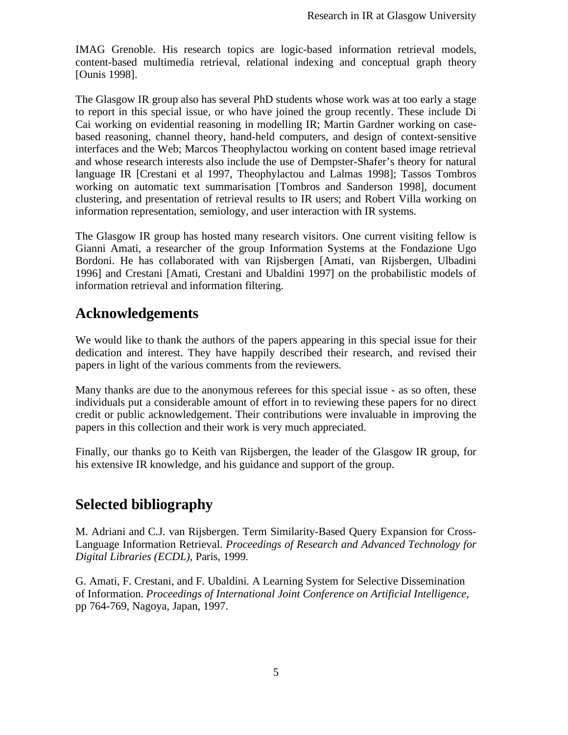IMAG Grenoble. His research topics are logic-based information retrieval models, content-based multimedia retrieval, relational indexing and conceptual graph theory [Ounis 1998].

The Glasgow IR group also has several PhD students whose work was at too early a stage to report in this special issue, or who have joined the group recently. These include Di Cai working on evidential reasoning in modelling IR; Martin Gardner working on case-based reasoning, channel theory, hand-held computers, and design of context-sensitive interfaces and the Web; Marcos Theophylactou working on content based image retrieval and whose research interests also include the use of Dempster-Shafer's theory for natural language IR [Crestani et al 1997, Theophylactou and Lalmas 1998]; Tassos Tombros working on automatic text summarisation [Tombros and Sanderson 1998], document clustering, and presentation of retrieval results to IR users; and Robert Villa working on information representation, semiology, and user interaction with IR systems.

The Glasgow IR group has hosted many research visitors. One current visiting fellow is Gianni Amati, a researcher of the group Information Systems at the Fondazione Ugo Bordoni. He has collaborated with van Rijsbergen [Amati, van Rijsbergen, Ulbadini 1996] and Crestani [Amati, Crestani and Ubaldini 1997] on the probabilistic models of information retrieval and information filtering.

## Acknowledgements

We would like to thank the authors of the papers appearing in this special issue for their dedication and interest. They have happily described their research, and revised their papers in light of the various comments from the reviewers.

Many thanks are due to the anonymous referees for this special issue - as so often, these individuals put a considerable amount of effort in to reviewing these papers for no direct credit or public acknowledgement. Their contributions were invaluable in improving the papers in this collection and their work is very much appreciated.

Finally, our thanks go to Keith van Rijsbergen, the leader of the Glasgow IR group, for his extensive IR knowledge, and his guidance and support of the group.

## Selected bibliography

M. Adriani and C.J. van Rijsbergen. Term Similarity-Based Query Expansion for Cross-Language Information Retrieval. *Proceedings of Research and Advanced Technology for Digital Libraries (ECDL)*, Paris, 1999.

G. Amati, F. Crestani, and F. Ubaldini. A Learning System for Selective Dissemination of Information. *Proceedings of International Joint Conference on Artificial Intelligence*, pp 764-769, Nagoya, Japan, 1997.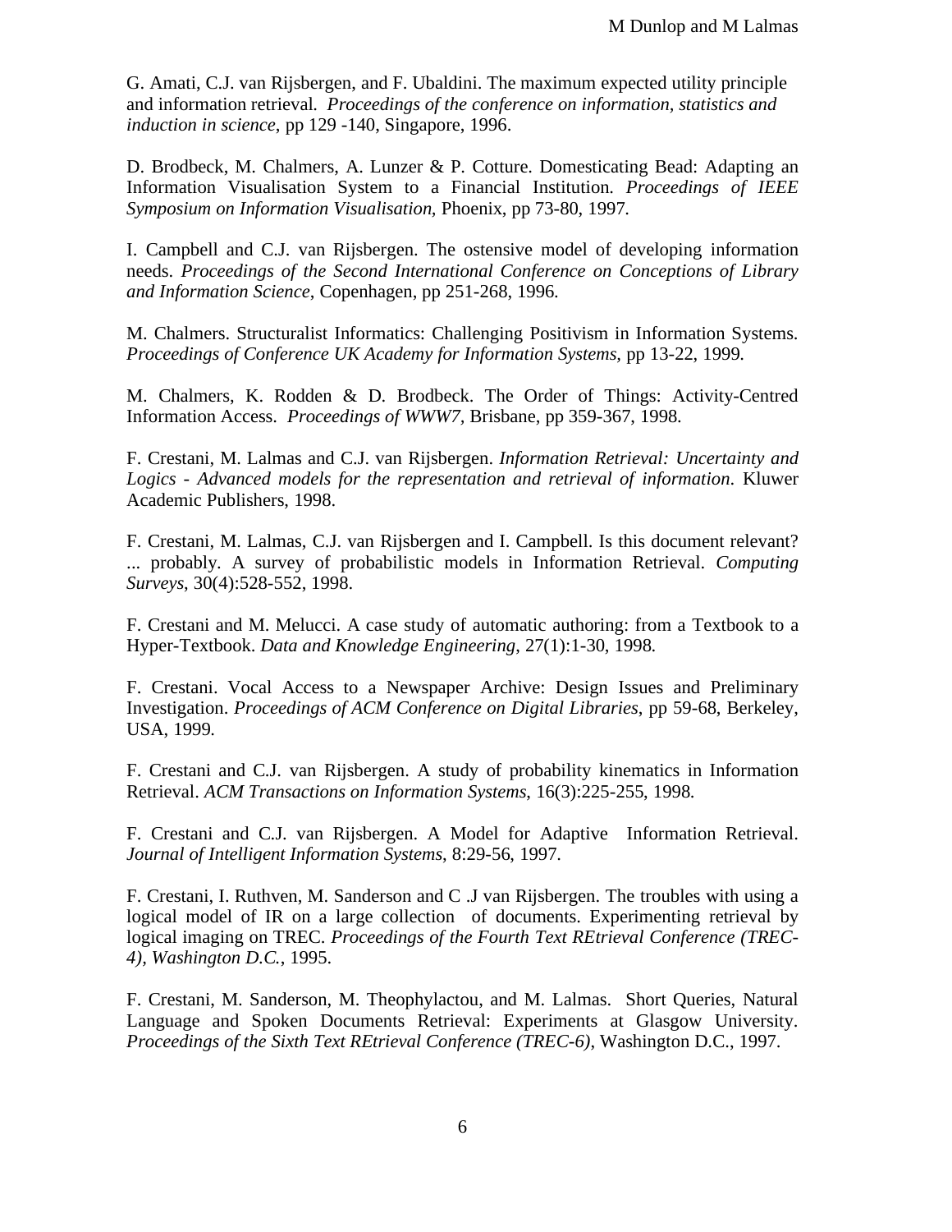G. Amati, C.J. van Rijsbergen, and F. Ubaldini. The maximum expected utility principle and information retrieval. *Proceedings of the conference on information, statistics and induction in science*, pp 129 -140, Singapore, 1996.

D. Brodbeck, M. Chalmers, A. Lunzer & P. Cotture. Domesticating Bead: Adapting an Information Visualisation System to a Financial Institution. *Proceedings of IEEE Symposium on Information Visualisation*, Phoenix, pp 73-80, 1997.

I. Campbell and C.J. van Rijsbergen. The ostensive model of developing information needs. *Proceedings of the Second International Conference on Conceptions of Library and Information Science*, Copenhagen, pp 251-268, 1996.

M. Chalmers. Structuralist Informatics: Challenging Positivism in Information Systems. *Proceedings of Conference UK Academy for Information Systems*, pp 13-22, 1999.

M. Chalmers, K. Rodden & D. Brodbeck. The Order of Things: Activity-Centred Information Access. *Proceedings of WWW7*, Brisbane, pp 359-367, 1998.

F. Crestani, M. Lalmas and C.J. van Rijsbergen. *Information Retrieval: Uncertainty and Logics - Advanced models for the representation and retrieval of information*. Kluwer Academic Publishers, 1998.

F. Crestani, M. Lalmas, C.J. van Rijsbergen and I. Campbell. Is this document relevant? ... probably. A survey of probabilistic models in Information Retrieval. *Computing Surveys*, 30(4):528-552, 1998.

F. Crestani and M. Melucci. A case study of automatic authoring: from a Textbook to a Hyper-Textbook. *Data and Knowledge Engineering*, 27(1):1-30, 1998.

F. Crestani. Vocal Access to a Newspaper Archive: Design Issues and Preliminary Investigation. *Proceedings of ACM Conference on Digital Libraries*, pp 59-68, Berkeley, USA, 1999.

F. Crestani and C.J. van Rijsbergen. A study of probability kinematics in Information Retrieval. *ACM Transactions on Information Systems*, 16(3):225-255, 1998.

F. Crestani and C.J. van Rijsbergen. A Model for Adaptive Information Retrieval. *Journal of Intelligent Information Systems*, 8:29-56, 1997.

F. Crestani, I. Ruthven, M. Sanderson and C .J van Rijsbergen. The troubles with using a logical model of IR on a large collection of documents. Experimenting retrieval by logical imaging on TREC. *Proceedings of the Fourth Text REtrieval Conference (TREC-4), Washington D.C.*, 1995.

F. Crestani, M. Sanderson, M. Theophylactou, and M. Lalmas. Short Queries, Natural Language and Spoken Documents Retrieval: Experiments at Glasgow University. *Proceedings of the Sixth Text REtrieval Conference (TREC-6)*, Washington D.C., 1997.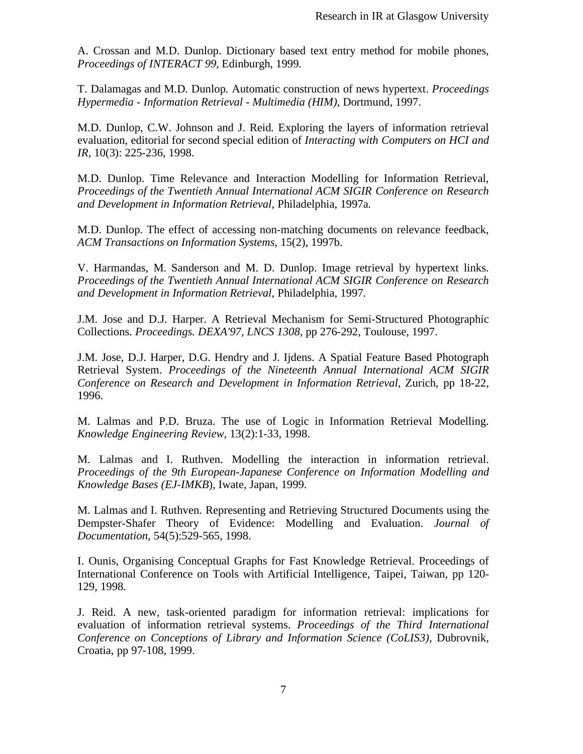A. Crossan and M.D. Dunlop. Dictionary based text entry method for mobile phones, *Proceedings of INTERACT 99*, Edinburgh, 1999.

T. Dalamagas and M.D. Dunlop. Automatic construction of news hypertext. *Proceedings Hypermedia - Information Retrieval - Multimedia (HIM)*, Dortmund, 1997.

M.D. Dunlop, C.W. Johnson and J. Reid. Exploring the layers of information retrieval evaluation, editorial for second special edition of *Interacting with Computers on HCI and IR*, 10(3): 225-236, 1998.

M.D. Dunlop. Time Relevance and Interaction Modelling for Information Retrieval, *Proceedings of the Twentieth Annual International ACM SIGIR Conference on Research and Development in Information Retrieval*, Philadelphia, 1997a.

M.D. Dunlop. The effect of accessing non-matching documents on relevance feedback, *ACM Transactions on Information Systems*, 15(2), 1997b.

V. Harmandas, M. Sanderson and M. D. Dunlop. Image retrieval by hypertext links. *Proceedings of the Twentieth Annual International ACM SIGIR Conference on Research and Development in Information Retrieval*, Philadelphia, 1997.

J.M. Jose and D.J. Harper. A Retrieval Mechanism for Semi-Structured Photographic Collections. *Proceedings. DEXA'97, LNCS 1308*, pp 276-292, Toulouse, 1997.

J.M. Jose, D.J. Harper, D.G. Hendry and J. Ijdens. A Spatial Feature Based Photograph Retrieval System. *Proceedings of the Nineteenth Annual International ACM SIGIR Conference on Research and Development in Information Retrieval*, Zurich, pp 18-22, 1996.

M. Lalmas and P.D. Bruza. The use of Logic in Information Retrieval Modelling. *Knowledge Engineering Review*, 13(2):1-33, 1998.

M. Lalmas and I. Ruthven. Modelling the interaction in information retrieval. *Proceedings of the 9th European-Japanese Conference on Information Modelling and Knowledge Bases (EJ-IMKB*), Iwate, Japan, 1999.

M. Lalmas and I. Ruthven. Representing and Retrieving Structured Documents using the Dempster-Shafer Theory of Evidence: Modelling and Evaluation. *Journal of Documentation*, 54(5):529-565, 1998.

I. Ounis, Organising Conceptual Graphs for Fast Knowledge Retrieval. Proceedings of International Conference on Tools with Artificial Intelligence, Taipei, Taiwan, pp 120-129, 1998.

J. Reid. A new, task-oriented paradigm for information retrieval: implications for evaluation of information retrieval systems. *Proceedings of the Third International Conference on Conceptions of Library and Information Science (CoLIS3)*, Dubrovnik, Croatia, pp 97-108, 1999.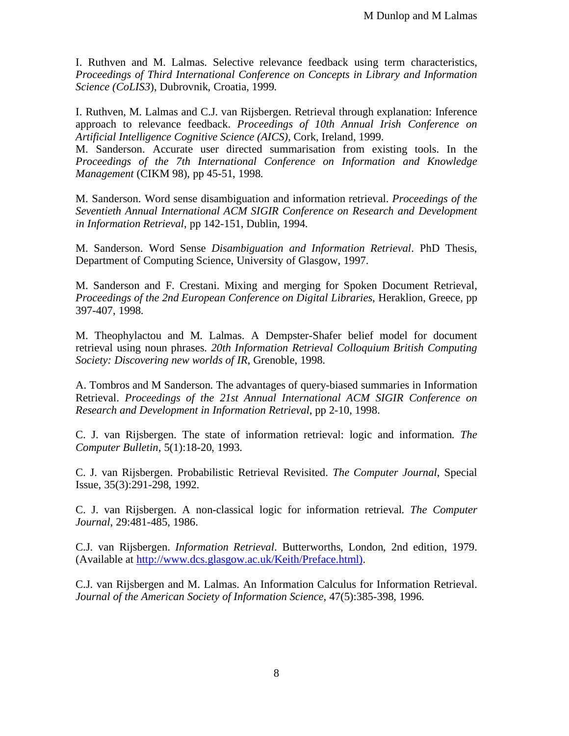I. Ruthven and M. Lalmas. Selective relevance feedback using term characteristics, *Proceedings of Third International Conference on Concepts in Library and Information Science (CoLIS3)*, Dubrovnik, Croatia, 1999.

I. Ruthven, M. Lalmas and C.J. van Rijsbergen. Retrieval through explanation: Inference approach to relevance feedback. *Proceedings of 10th Annual Irish Conference on Artificial Intelligence Cognitive Science (AICS)*, Cork, Ireland, 1999.

M. Sanderson. Accurate user directed summarisation from existing tools. In the *Proceedings of the 7th International Conference on Information and Knowledge Management* (CIKM 98), pp 45-51, 1998.

M. Sanderson. Word sense disambiguation and information retrieval. *Proceedings of the Seventieth Annual International ACM SIGIR Conference on Research and Development in Information Retrieval*, pp 142-151, Dublin, 1994.

M. Sanderson. Word Sense *Disambiguation and Information Retrieval*. PhD Thesis, Department of Computing Science, University of Glasgow, 1997.

M. Sanderson and F. Crestani. Mixing and merging for Spoken Document Retrieval, *Proceedings of the 2nd European Conference on Digital Libraries*, Heraklion, Greece, pp 397-407, 1998.

M. Theophylactou and M. Lalmas. A Dempster-Shafer belief model for document retrieval using noun phrases. *20th Information Retrieval Colloquium British Computing Society: Discovering new worlds of IR*, Grenoble, 1998.

A. Tombros and M Sanderson. The advantages of query-biased summaries in Information Retrieval. *Proceedings of the 21st Annual International ACM SIGIR Conference on Research and Development in Information Retrieval*, pp 2-10, 1998.

C. J. van Rijsbergen. The state of information retrieval: logic and information. *The Computer Bulletin*, 5(1):18-20, 1993.

C. J. van Rijsbergen. Probabilistic Retrieval Revisited. *The Computer Journal*, Special Issue, 35(3):291-298, 1992.

C. J. van Rijsbergen. A non-classical logic for information retrieval. *The Computer Journal*, 29:481-485, 1986.

C.J. van Rijsbergen. *Information Retrieval*. Butterworths, London, 2nd edition, 1979. (Available at http://www.dcs.glasgow.ac.uk/Keith/Preface.html).

C.J. van Rijsbergen and M. Lalmas. An Information Calculus for Information Retrieval. *Journal of the American Society of Information Science*, 47(5):385-398, 1996.